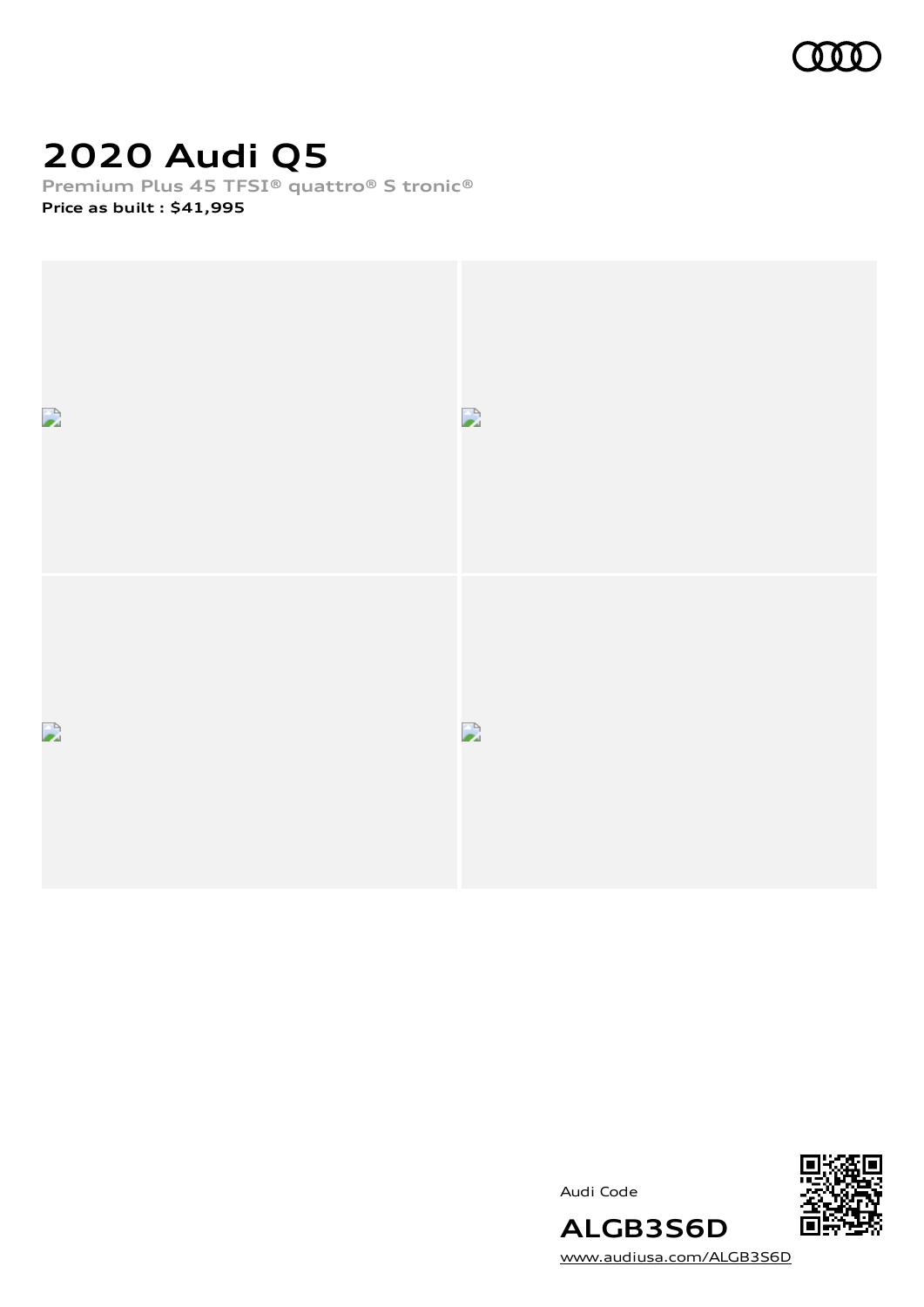# 2020 Audi Q5

Premium Plus 45 TFSI® quattro® S tronic®

**Price as built : $41,995**

Audi Code

**ALGB3S6D**

www.audiusa.com/ALGB3S6D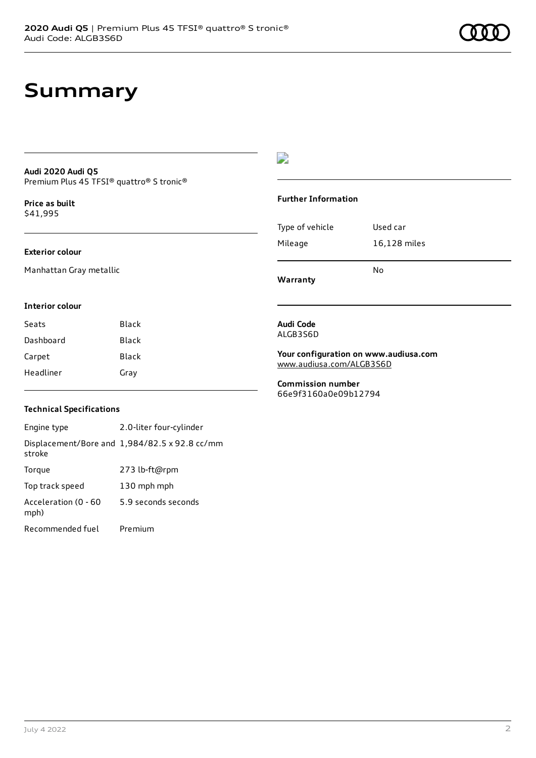# Summary

**Audi 2020 Audi Q5**
Premium Plus 45 TFSI® quattro® S tronic®

**Price as built**
$41,995

**Exterior colour**

Manhattan Gray metallic

**Interior colour**

| | |
|---|---|
| Seats | Black |
| Dashboard | Black |
| Carpet | Black |
| Headliner | Gray |

**Technical Specifications**

| | |
|---|---|
| Engine type | 2.0-liter four-cylinder |
| Displacement/Bore and stroke | 1,984/82.5 x 92.8 cc/mm |
| Torque | 273 lb-ft@rpm |
| Top track speed | 130 mph mph |
| Acceleration (0 - 60 mph) | 5.9 seconds seconds |
| Recommended fuel | Premium |

**Further Information**

| | |
|---|---|
| Type of vehicle | Used car |
| Mileage | 16,128 miles |
| **Warranty** | No |

**Audi Code**
ALGB3S6D

**Your configuration on www.audiusa.com**
www.audiusa.com/ALGB3S6D

**Commission number**
66e9f3160a0e09b12794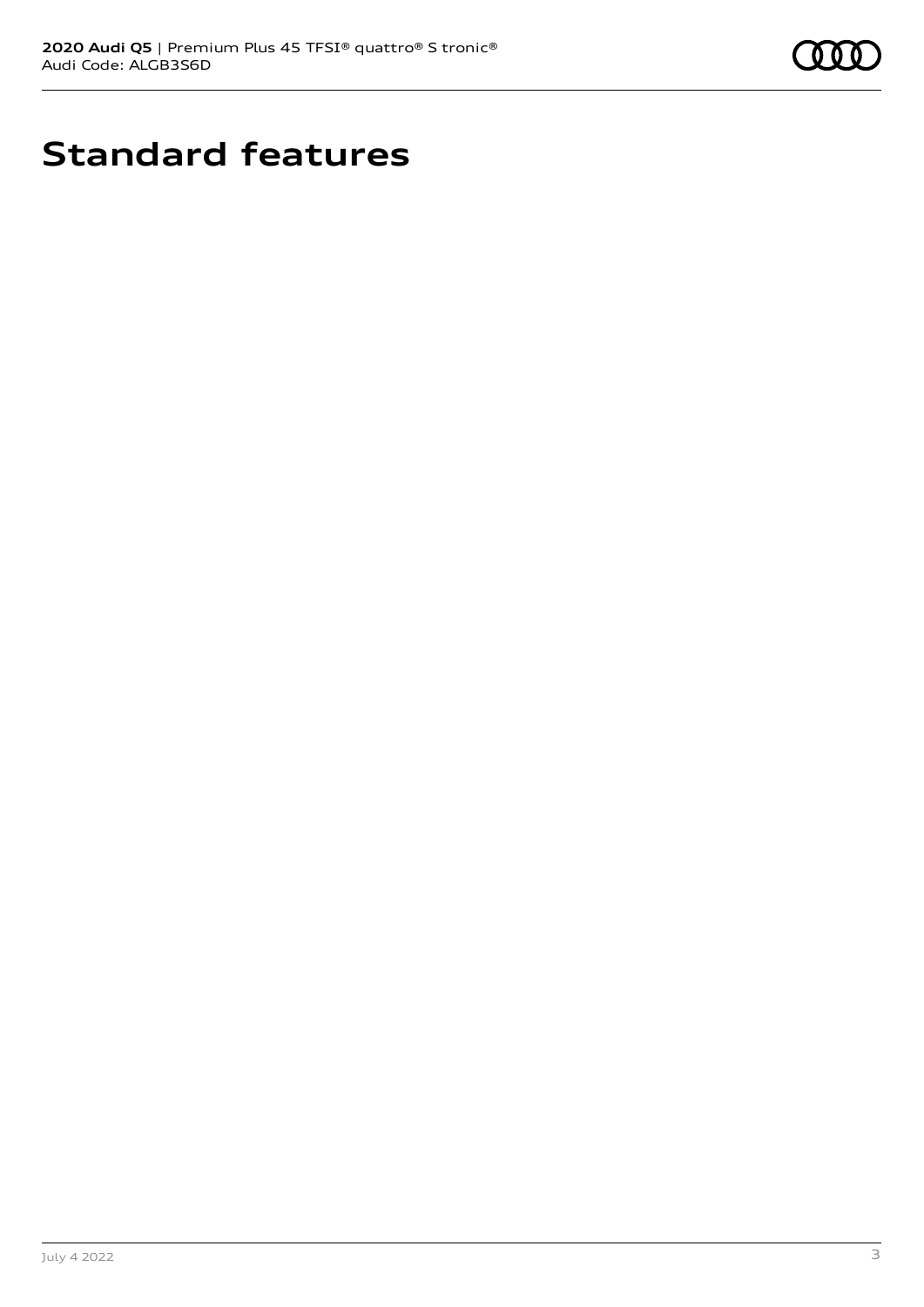# Standard features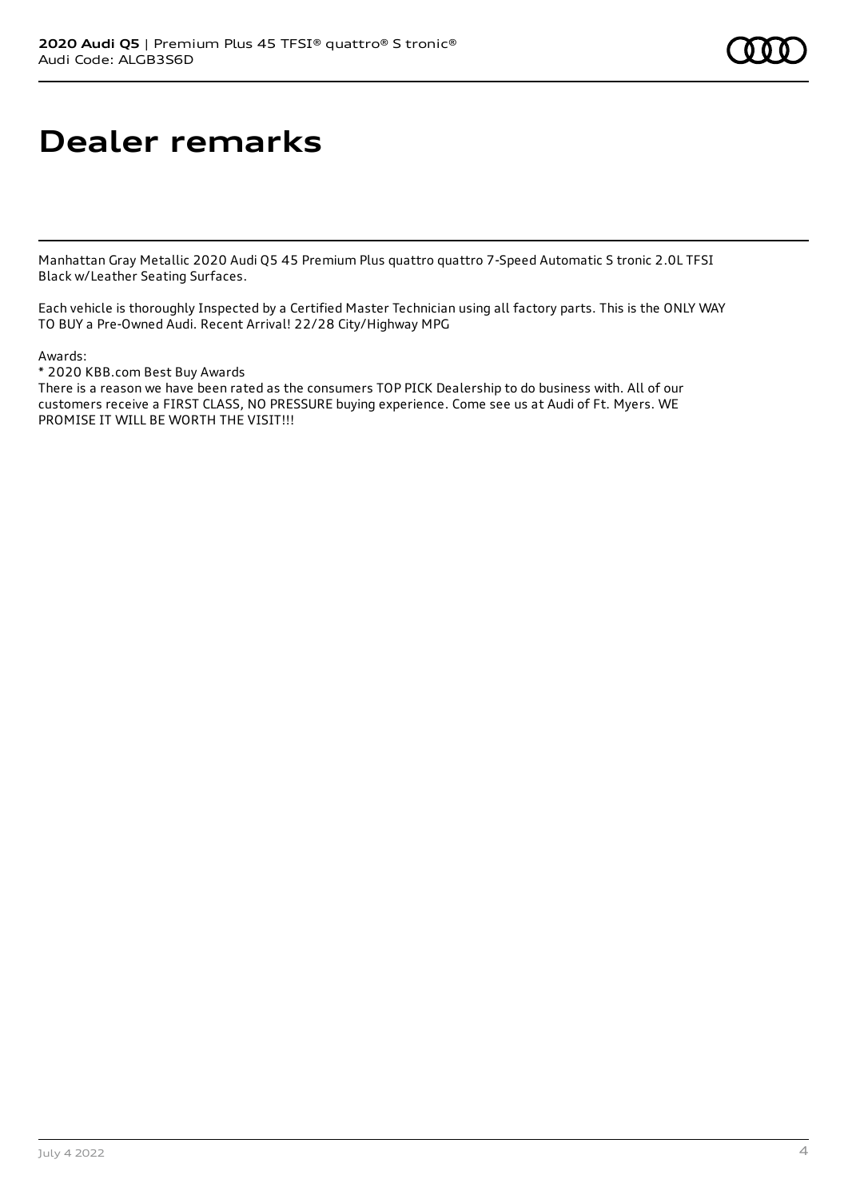# Dealer remarks

Manhattan Gray Metallic 2020 Audi Q5 45 Premium Plus quattro quattro 7-Speed Automatic S tronic 2.0L TFSI Black w/Leather Seating Surfaces.

Each vehicle is thoroughly Inspected by a Certified Master Technician using all factory parts. This is the ONLY WAY TO BUY a Pre-Owned Audi. Recent Arrival! 22/28 City/Highway MPG

Awards:
* 2020 KBB.com Best Buy Awards
There is a reason we have been rated as the consumers TOP PICK Dealership to do business with. All of our customers receive a FIRST CLASS, NO PRESSURE buying experience. Come see us at Audi of Ft. Myers. WE PROMISE IT WILL BE WORTH THE VISIT!!!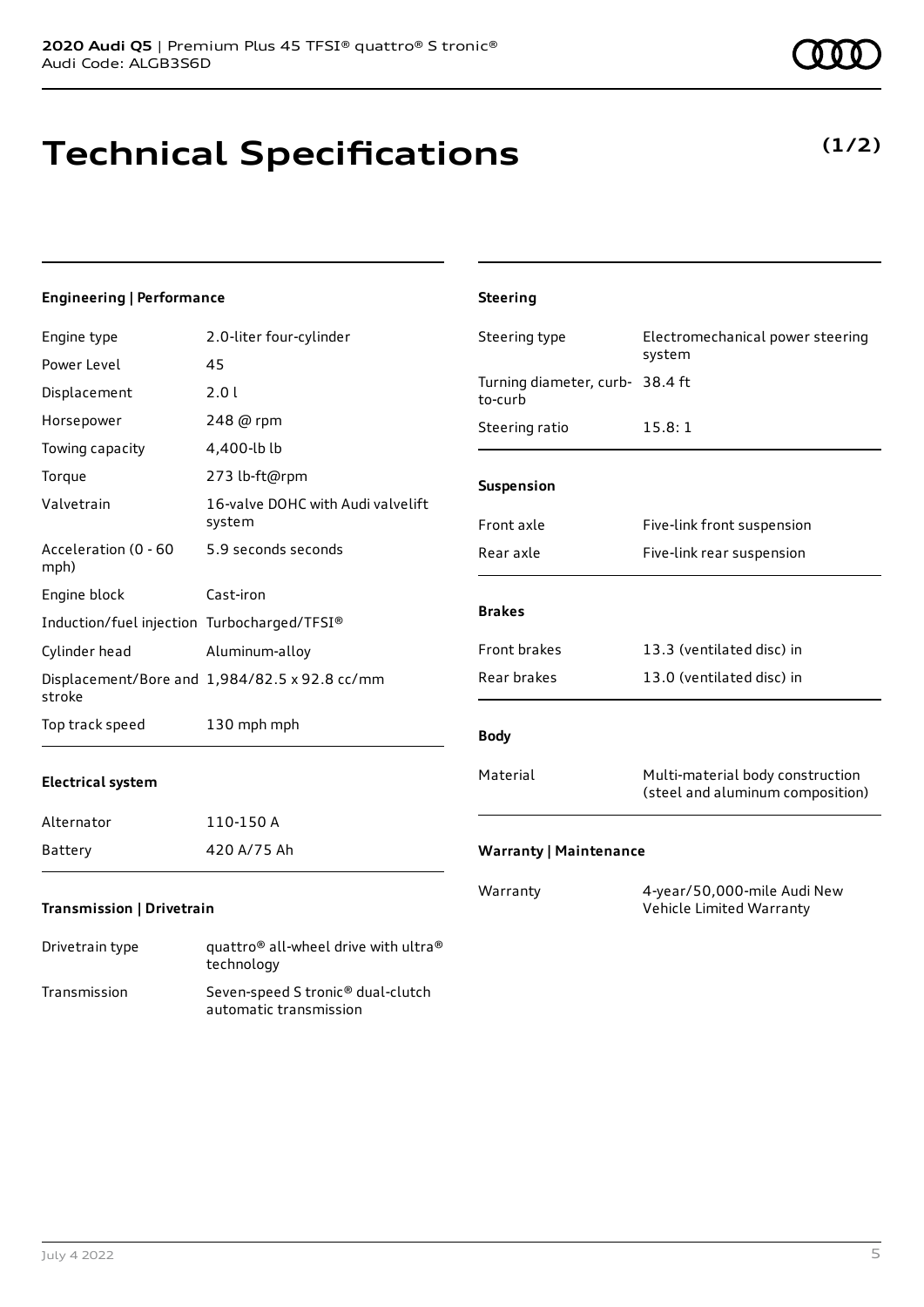# Technical Specifications

**(1/2)**

### Engineering | Performance

| | |
|---|---|
| Engine type | 2.0-liter four-cylinder |
| Power Level | 45 |
| Displacement | 2.0 l |
| Horsepower | 248 @ rpm |
| Towing capacity | 4,400-lb lb |
| Torque | 273 lb-ft@rpm |
| Valvetrain | 16-valve DOHC with Audi valvelift system |
| Acceleration (0 - 60 mph) | 5.9 seconds seconds |
| Engine block | Cast-iron |
| Induction/fuel injection | Turbocharged/TFSI® |
| Cylinder head | Aluminum-alloy |
| Displacement/Bore and stroke | 1,984/82.5 x 92.8 cc/mm |
| Top track speed | 130 mph mph |

### Electrical system

| | |
|---|---|
| Alternator | 110-150 A |
| Battery | 420 A/75 Ah |

### Transmission | Drivetrain

| | |
|---|---|
| Drivetrain type | quattro® all-wheel drive with ultra® technology |
| Transmission | Seven-speed S tronic® dual-clutch automatic transmission |

### Steering

| | |
|---|---|
| Steering type | Electromechanical power steering system |
| Turning diameter, curb-to-curb | 38.4 ft |
| Steering ratio | 15.8: 1 |

### Suspension

| | |
|---|---|
| Front axle | Five-link front suspension |
| Rear axle | Five-link rear suspension |

### Brakes

| | |
|---|---|
| Front brakes | 13.3 (ventilated disc) in |
| Rear brakes | 13.0 (ventilated disc) in |

### Body

| | |
|---|---|
| Material | Multi-material body construction (steel and aluminum composition) |

### Warranty | Maintenance

| | |
|---|---|
| Warranty | 4-year/50,000-mile Audi New Vehicle Limited Warranty |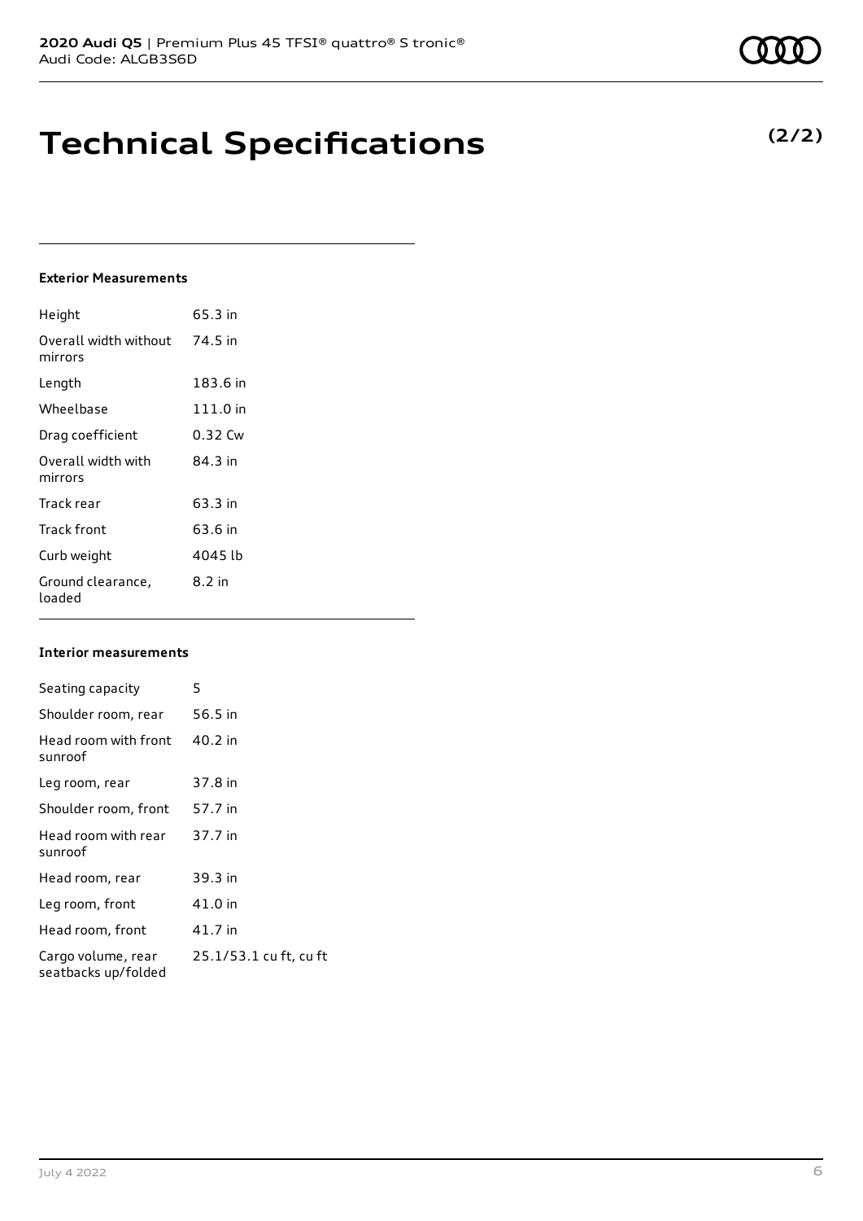# Technical Specifications

**(2/2)**

#### Exterior Measurements

| | |
|---|---|
| Height | 65.3 in |
| Overall width without mirrors | 74.5 in |
| Length | 183.6 in |
| Wheelbase | 111.0 in |
| Drag coefficient | 0.32 Cw |
| Overall width with mirrors | 84.3 in |
| Track rear | 63.3 in |
| Track front | 63.6 in |
| Curb weight | 4045 lb |
| Ground clearance, loaded | 8.2 in |

#### Interior measurements

| | |
|---|---|
| Seating capacity | 5 |
| Shoulder room, rear | 56.5 in |
| Head room with front sunroof | 40.2 in |
| Leg room, rear | 37.8 in |
| Shoulder room, front | 57.7 in |
| Head room with rear sunroof | 37.7 in |
| Head room, rear | 39.3 in |
| Leg room, front | 41.0 in |
| Head room, front | 41.7 in |
| Cargo volume, rear seatbacks up/folded | 25.1/53.1 cu ft, cu ft |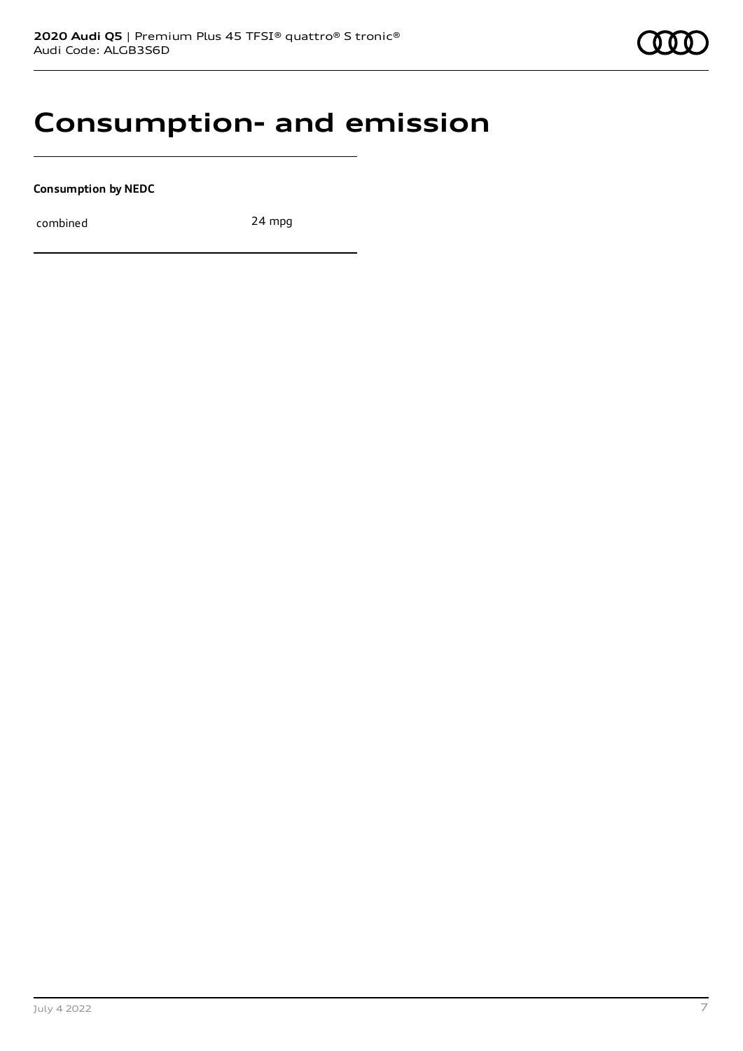# Consumption- and emission

**Consumption by NEDC**

| | |
|---|---|
| combined | 24 mpg |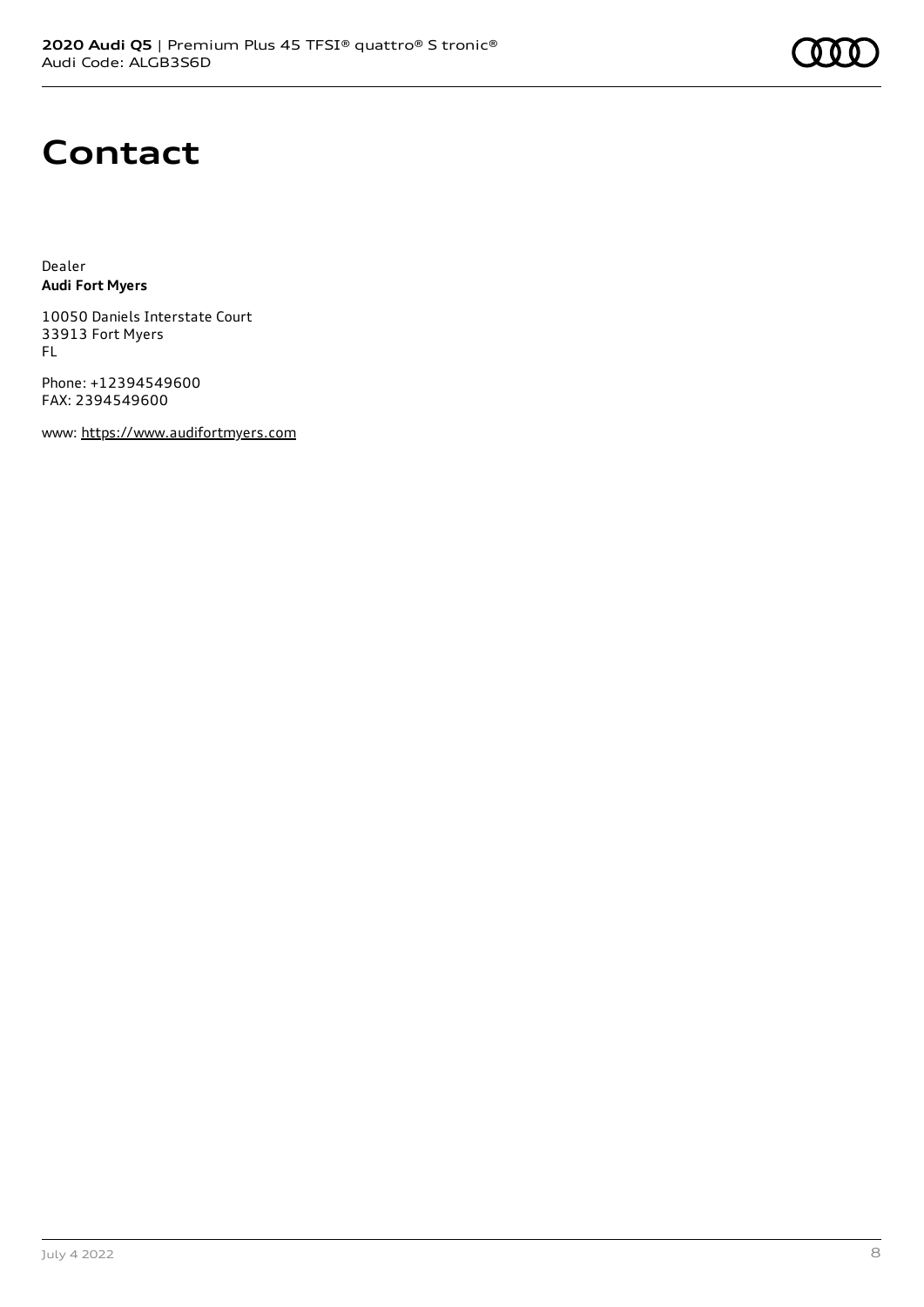# Contact

Dealer
**Audi Fort Myers**

10050 Daniels Interstate Court
33913 Fort Myers
FL

Phone: +12394549600
FAX: 2394549600

www: https://www.audifortmyers.com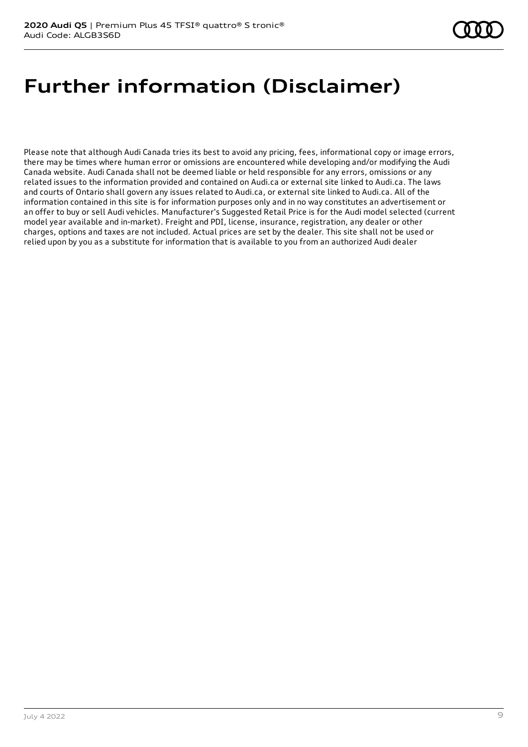# Further information (Disclaimer)

Please note that although Audi Canada tries its best to avoid any pricing, fees, informational copy or image errors, there may be times where human error or omissions are encountered while developing and/or modifying the Audi Canada website. Audi Canada shall not be deemed liable or held responsible for any errors, omissions or any related issues to the information provided and contained on Audi.ca or external site linked to Audi.ca. The laws and courts of Ontario shall govern any issues related to Audi.ca, or external site linked to Audi.ca. All of the information contained in this site is for information purposes only and in no way constitutes an advertisement or an offer to buy or sell Audi vehicles. Manufacturer's Suggested Retail Price is for the Audi model selected (current model year available and in-market). Freight and PDI, license, insurance, registration, any dealer or other charges, options and taxes are not included. Actual prices are set by the dealer. This site shall not be used or relied upon by you as a substitute for information that is available to you from an authorized Audi dealer